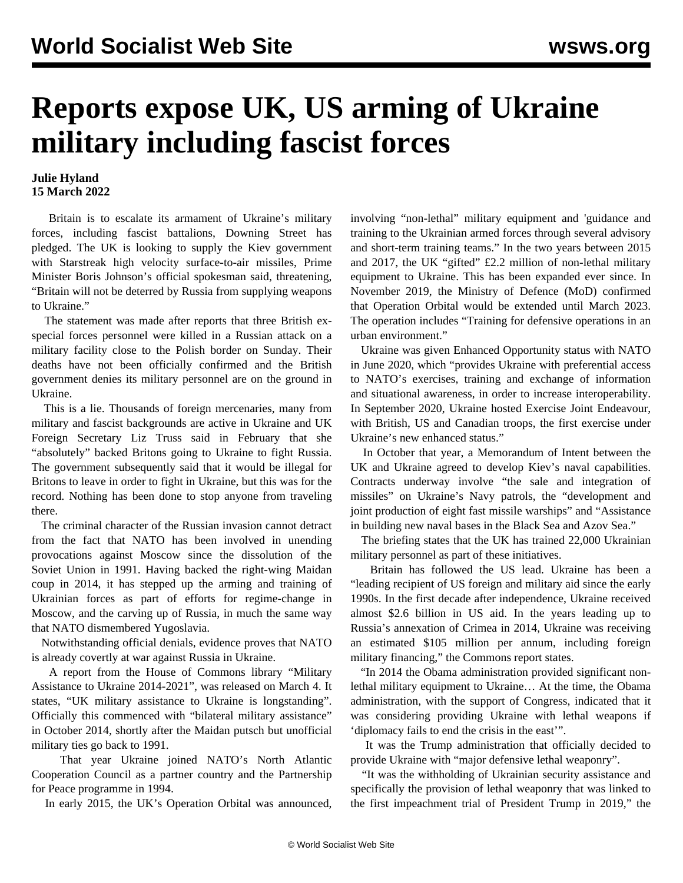# Reports expose UK, US arming of Ukraine military including fascist forces

**Julie Hyland**
**15 March 2022**

Britain is to escalate its armament of Ukraine's military forces, including fascist battalions, Downing Street has pledged. The UK is looking to supply the Kiev government with Starstreak high velocity surface-to-air missiles, Prime Minister Boris Johnson's official spokesman said, threatening, "Britain will not be deterred by Russia from supplying weapons to Ukraine."

The statement was made after reports that three British ex-special forces personnel were killed in a Russian attack on a military facility close to the Polish border on Sunday. Their deaths have not been officially confirmed and the British government denies its military personnel are on the ground in Ukraine.

This is a lie. Thousands of foreign mercenaries, many from military and fascist backgrounds are active in Ukraine and UK Foreign Secretary Liz Truss said in February that she "absolutely" backed Britons going to Ukraine to fight Russia. The government subsequently said that it would be illegal for Britons to leave in order to fight in Ukraine, but this was for the record. Nothing has been done to stop anyone from traveling there.

The criminal character of the Russian invasion cannot detract from the fact that NATO has been involved in unending provocations against Moscow since the dissolution of the Soviet Union in 1991. Having backed the right-wing Maidan coup in 2014, it has stepped up the arming and training of Ukrainian forces as part of efforts for regime-change in Moscow, and the carving up of Russia, in much the same way that NATO dismembered Yugoslavia.

Notwithstanding official denials, evidence proves that NATO is already covertly at war against Russia in Ukraine.

A report from the House of Commons library "Military Assistance to Ukraine 2014-2021", was released on March 4. It states, "UK military assistance to Ukraine is longstanding". Officially this commenced with "bilateral military assistance" in October 2014, shortly after the Maidan putsch but unofficial military ties go back to 1991.

That year Ukraine joined NATO's North Atlantic Cooperation Council as a partner country and the Partnership for Peace programme in 1994.

In early 2015, the UK's Operation Orbital was announced, involving "non-lethal" military equipment and 'guidance and training to the Ukrainian armed forces through several advisory and short-term training teams." In the two years between 2015 and 2017, the UK "gifted" £2.2 million of non-lethal military equipment to Ukraine. This has been expanded ever since. In November 2019, the Ministry of Defence (MoD) confirmed that Operation Orbital would be extended until March 2023. The operation includes "Training for defensive operations in an urban environment."

Ukraine was given Enhanced Opportunity status with NATO in June 2020, which "provides Ukraine with preferential access to NATO's exercises, training and exchange of information and situational awareness, in order to increase interoperability. In September 2020, Ukraine hosted Exercise Joint Endeavour, with British, US and Canadian troops, the first exercise under Ukraine's new enhanced status."

In October that year, a Memorandum of Intent between the UK and Ukraine agreed to develop Kiev's naval capabilities. Contracts underway involve "the sale and integration of missiles" on Ukraine's Navy patrols, the "development and joint production of eight fast missile warships" and "Assistance in building new naval bases in the Black Sea and Azov Sea."

The briefing states that the UK has trained 22,000 Ukrainian military personnel as part of these initiatives.

Britain has followed the US lead. Ukraine has been a "leading recipient of US foreign and military aid since the early 1990s. In the first decade after independence, Ukraine received almost $2.6 billion in US aid. In the years leading up to Russia's annexation of Crimea in 2014, Ukraine was receiving an estimated $105 million per annum, including foreign military financing," the Commons report states.

"In 2014 the Obama administration provided significant non-lethal military equipment to Ukraine… At the time, the Obama administration, with the support of Congress, indicated that it was considering providing Ukraine with lethal weapons if 'diplomacy fails to end the crisis in the east'".

It was the Trump administration that officially decided to provide Ukraine with "major defensive lethal weaponry".

"It was the withholding of Ukrainian security assistance and specifically the provision of lethal weaponry that was linked to the first impeachment trial of President Trump in 2019," the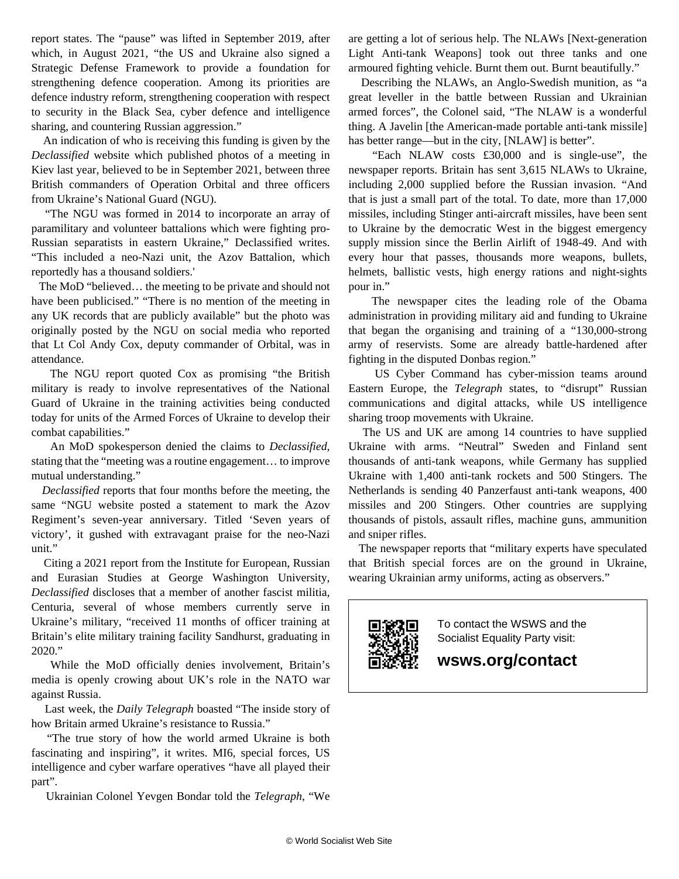report states. The "pause" was lifted in September 2019, after which, in August 2021, "the US and Ukraine also signed a Strategic Defense Framework to provide a foundation for strengthening defence cooperation. Among its priorities are defence industry reform, strengthening cooperation with respect to security in the Black Sea, cyber defence and intelligence sharing, and countering Russian aggression."

An indication of who is receiving this funding is given by the *Declassified* website which published photos of a meeting in Kiev last year, believed to be in September 2021, between three British commanders of Operation Orbital and three officers from Ukraine's National Guard (NGU).

"The NGU was formed in 2014 to incorporate an array of paramilitary and volunteer battalions which were fighting pro-Russian separatists in eastern Ukraine," Declassified writes. "This included a neo-Nazi unit, the Azov Battalion, which reportedly has a thousand soldiers.'

The MoD "believed… the meeting to be private and should not have been publicised." "There is no mention of the meeting in any UK records that are publicly available" but the photo was originally posted by the NGU on social media who reported that Lt Col Andy Cox, deputy commander of Orbital, was in attendance.

The NGU report quoted Cox as promising "the British military is ready to involve representatives of the National Guard of Ukraine in the training activities being conducted today for units of the Armed Forces of Ukraine to develop their combat capabilities."

An MoD spokesperson denied the claims to *Declassified*, stating that the "meeting was a routine engagement… to improve mutual understanding."

*Declassified* reports that four months before the meeting, the same "NGU website posted a statement to mark the Azov Regiment's seven-year anniversary. Titled 'Seven years of victory', it gushed with extravagant praise for the neo-Nazi unit."

Citing a 2021 report from the Institute for European, Russian and Eurasian Studies at George Washington University, *Declassified* discloses that a member of another fascist militia, Centuria, several of whose members currently serve in Ukraine's military, "received 11 months of officer training at Britain's elite military training facility Sandhurst, graduating in 2020."

While the MoD officially denies involvement, Britain's media is openly crowing about UK's role in the NATO war against Russia.

Last week, the *Daily Telegraph* boasted "The inside story of how Britain armed Ukraine's resistance to Russia."

"The true story of how the world armed Ukraine is both fascinating and inspiring", it writes. MI6, special forces, US intelligence and cyber warfare operatives "have all played their part".

Ukrainian Colonel Yevgen Bondar told the *Telegraph*, "We are getting a lot of serious help. The NLAWs [Next-generation Light Anti-tank Weapons] took out three tanks and one armoured fighting vehicle. Burnt them out. Burnt beautifully."

Describing the NLAWs, an Anglo-Swedish munition, as "a great leveller in the battle between Russian and Ukrainian armed forces", the Colonel said, "The NLAW is a wonderful thing. A Javelin [the American-made portable anti-tank missile] has better range—but in the city, [NLAW] is better".

"Each NLAW costs £30,000 and is single-use", the newspaper reports. Britain has sent 3,615 NLAWs to Ukraine, including 2,000 supplied before the Russian invasion. "And that is just a small part of the total. To date, more than 17,000 missiles, including Stinger anti-aircraft missiles, have been sent to Ukraine by the democratic West in the biggest emergency supply mission since the Berlin Airlift of 1948-49. And with every hour that passes, thousands more weapons, bullets, helmets, ballistic vests, high energy rations and night-sights pour in."

The newspaper cites the leading role of the Obama administration in providing military aid and funding to Ukraine that began the organising and training of a "130,000-strong army of reservists. Some are already battle-hardened after fighting in the disputed Donbas region."

US Cyber Command has cyber-mission teams around Eastern Europe, the *Telegraph* states, to "disrupt" Russian communications and digital attacks, while US intelligence sharing troop movements with Ukraine.

The US and UK are among 14 countries to have supplied Ukraine with arms. "Neutral" Sweden and Finland sent thousands of anti-tank weapons, while Germany has supplied Ukraine with 1,400 anti-tank rockets and 500 Stingers. The Netherlands is sending 40 Panzerfaust anti-tank weapons, 400 missiles and 200 Stingers. Other countries are supplying thousands of pistols, assault rifles, machine guns, ammunition and sniper rifles.

The newspaper reports that "military experts have speculated that British special forces are on the ground in Ukraine, wearing Ukrainian army uniforms, acting as observers."

To contact the WSWS and the Socialist Equality Party visit:

**wsws.org/contact**